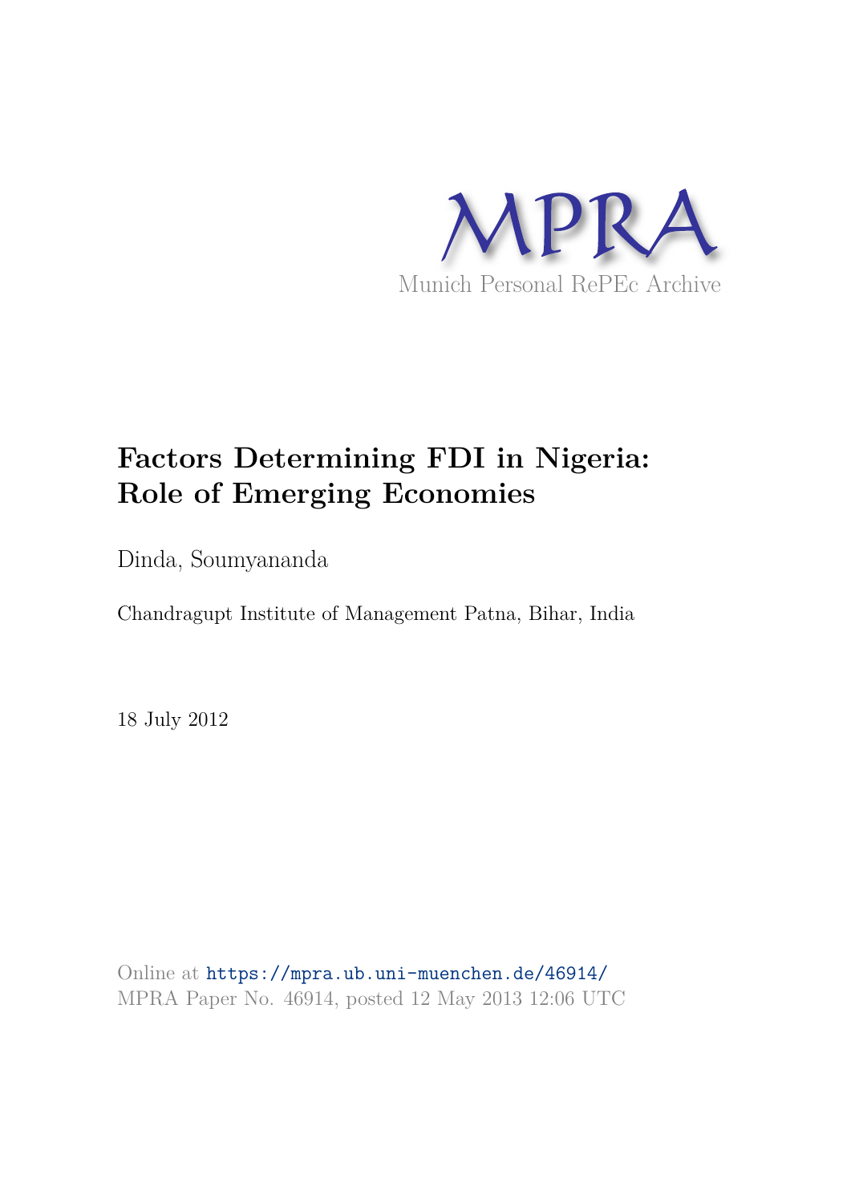MPRA

Munich Personal RePEc Archive

# Factors Determining FDI in Nigeria: Role of Emerging Economies

Dinda, Soumyananda

Chandragupt Institute of Management Patna, Bihar, India

18 July 2012

Online at https://mpra.ub.uni-muenchen.de/46914/
MPRA Paper No. 46914, posted 12 May 2013 12:06 UTC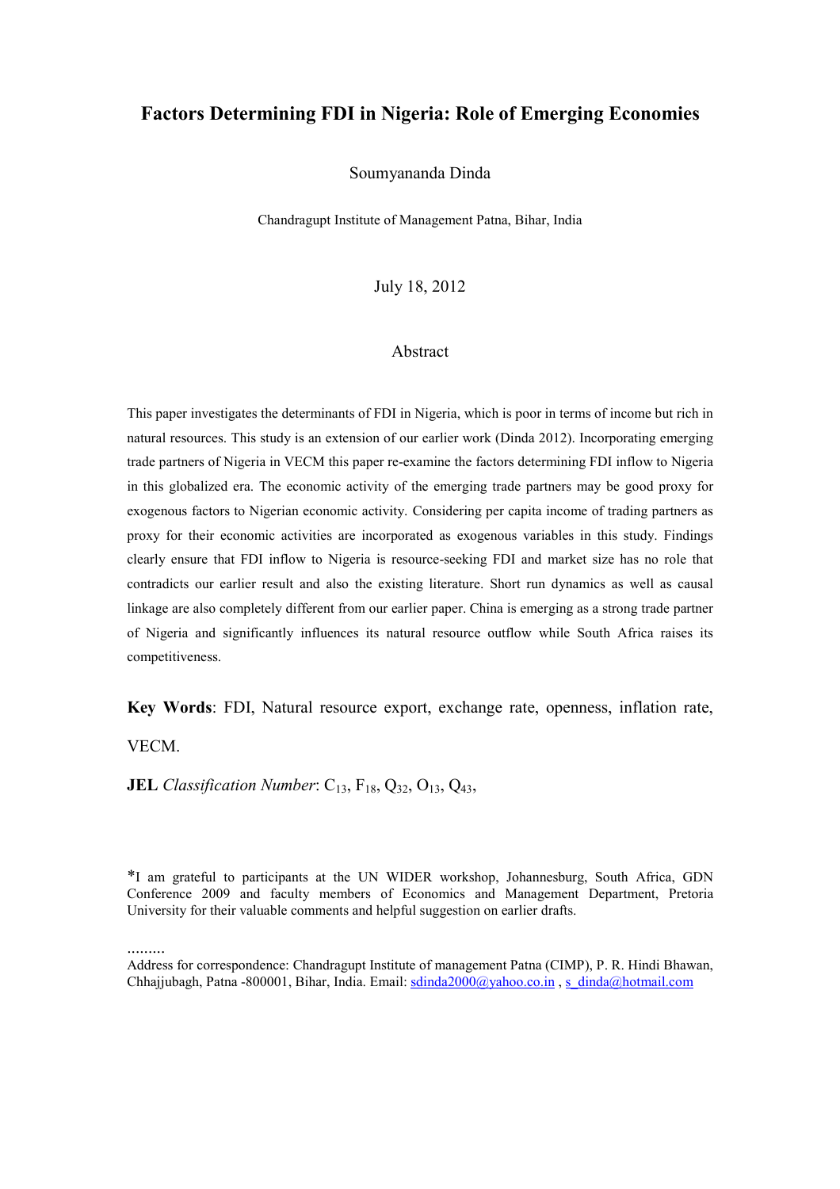# Factors Determining FDI in Nigeria: Role of Emerging Economies

Soumyananda Dinda

Chandragupt Institute of Management Patna, Bihar, India

July 18, 2012

## Abstract

This paper investigates the determinants of FDI in Nigeria, which is poor in terms of income but rich in natural resources. This study is an extension of our earlier work (Dinda 2012). Incorporating emerging trade partners of Nigeria in VECM this paper re-examine the factors determining FDI inflow to Nigeria in this globalized era. The economic activity of the emerging trade partners may be good proxy for exogenous factors to Nigerian economic activity. Considering per capita income of trading partners as proxy for their economic activities are incorporated as exogenous variables in this study. Findings clearly ensure that FDI inflow to Nigeria is resource-seeking FDI and market size has no role that contradicts our earlier result and also the existing literature. Short run dynamics as well as causal linkage are also completely different from our earlier paper. China is emerging as a strong trade partner of Nigeria and significantly influences its natural resource outflow while South Africa raises its competitiveness.

**Key Words**: FDI, Natural resource export, exchange rate, openness, inflation rate, VECM.

**JEL** *Classification Number*: $C_{13}$, $F_{18}$, $Q_{32}$, $O_{13}$, $Q_{43}$,

*I am grateful to participants at the UN WIDER workshop, Johannesburg, South Africa, GDN Conference 2009 and faculty members of Economics and Management Department, Pretoria University for their valuable comments and helpful suggestion on earlier drafts.

.........

Address for correspondence: Chandragupt Institute of management Patna (CIMP), P. R. Hindi Bhawan, Chhajjubagh, Patna -800001, Bihar, India. Email: sdinda2000@yahoo.co.in , s_dinda@hotmail.com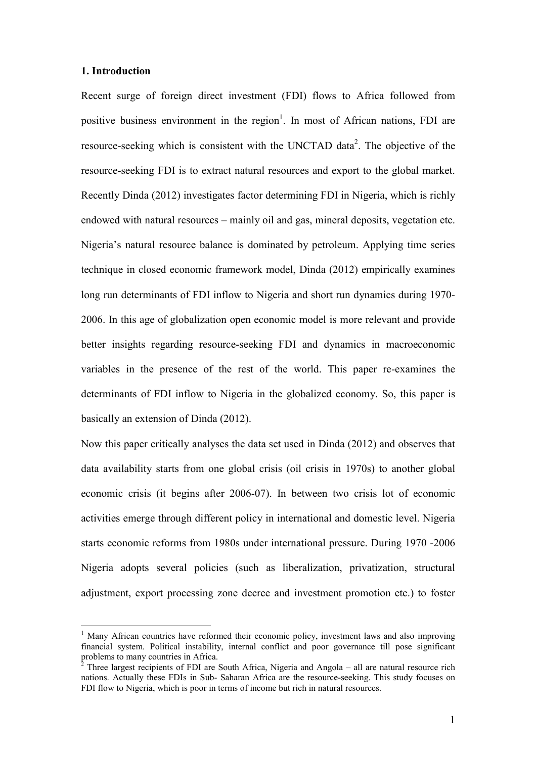## 1. Introduction

Recent surge of foreign direct investment (FDI) flows to Africa followed from positive business environment in the region[1]. In most of African nations, FDI are resource-seeking which is consistent with the UNCTAD data[2]. The objective of the resource-seeking FDI is to extract natural resources and export to the global market. Recently Dinda (2012) investigates factor determining FDI in Nigeria, which is richly endowed with natural resources – mainly oil and gas, mineral deposits, vegetation etc. Nigeria's natural resource balance is dominated by petroleum. Applying time series technique in closed economic framework model, Dinda (2012) empirically examines long run determinants of FDI inflow to Nigeria and short run dynamics during 1970-2006. In this age of globalization open economic model is more relevant and provide better insights regarding resource-seeking FDI and dynamics in macroeconomic variables in the presence of the rest of the world. This paper re-examines the determinants of FDI inflow to Nigeria in the globalized economy. So, this paper is basically an extension of Dinda (2012).

Now this paper critically analyses the data set used in Dinda (2012) and observes that data availability starts from one global crisis (oil crisis in 1970s) to another global economic crisis (it begins after 2006-07). In between two crisis lot of economic activities emerge through different policy in international and domestic level. Nigeria starts economic reforms from 1980s under international pressure. During 1970 -2006 Nigeria adopts several policies (such as liberalization, privatization, structural adjustment, export processing zone decree and investment promotion etc.) to foster

---

[1] Many African countries have reformed their economic policy, investment laws and also improving financial system. Political instability, internal conflict and poor governance till pose significant problems to many countries in Africa.

[2] Three largest recipients of FDI are South Africa, Nigeria and Angola – all are natural resource rich nations. Actually these FDIs in Sub- Saharan Africa are the resource-seeking. This study focuses on FDI flow to Nigeria, which is poor in terms of income but rich in natural resources.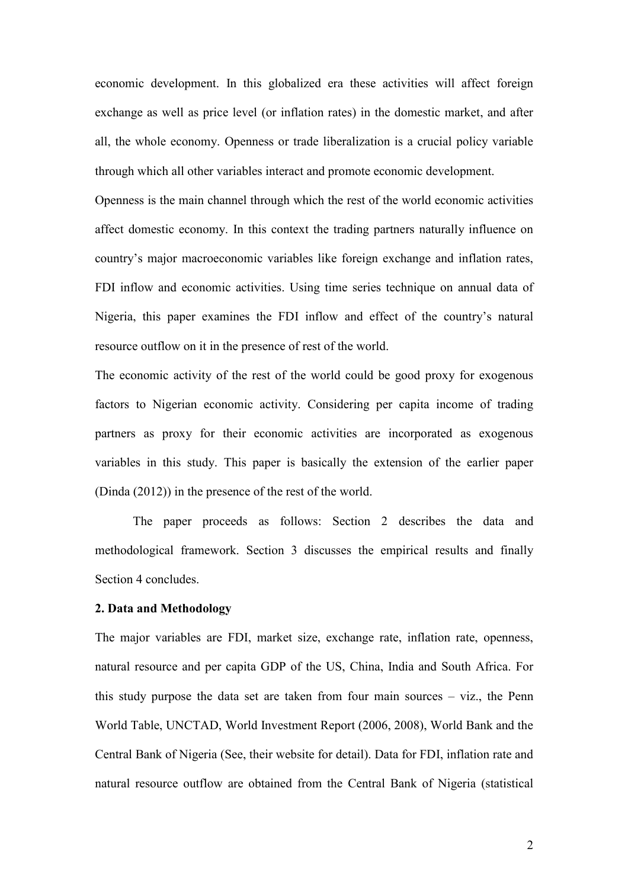economic development. In this globalized era these activities will affect foreign exchange as well as price level (or inflation rates) in the domestic market, and after all, the whole economy. Openness or trade liberalization is a crucial policy variable through which all other variables interact and promote economic development.

Openness is the main channel through which the rest of the world economic activities affect domestic economy. In this context the trading partners naturally influence on country's major macroeconomic variables like foreign exchange and inflation rates, FDI inflow and economic activities. Using time series technique on annual data of Nigeria, this paper examines the FDI inflow and effect of the country's natural resource outflow on it in the presence of rest of the world.

The economic activity of the rest of the world could be good proxy for exogenous factors to Nigerian economic activity. Considering per capita income of trading partners as proxy for their economic activities are incorporated as exogenous variables in this study. This paper is basically the extension of the earlier paper (Dinda (2012)) in the presence of the rest of the world.

The paper proceeds as follows: Section 2 describes the data and methodological framework. Section 3 discusses the empirical results and finally Section 4 concludes.

## 2. Data and Methodology

The major variables are FDI, market size, exchange rate, inflation rate, openness, natural resource and per capita GDP of the US, China, India and South Africa. For this study purpose the data set are taken from four main sources – viz., the Penn World Table, UNCTAD, World Investment Report (2006, 2008), World Bank and the Central Bank of Nigeria (See, their website for detail). Data for FDI, inflation rate and natural resource outflow are obtained from the Central Bank of Nigeria (statistical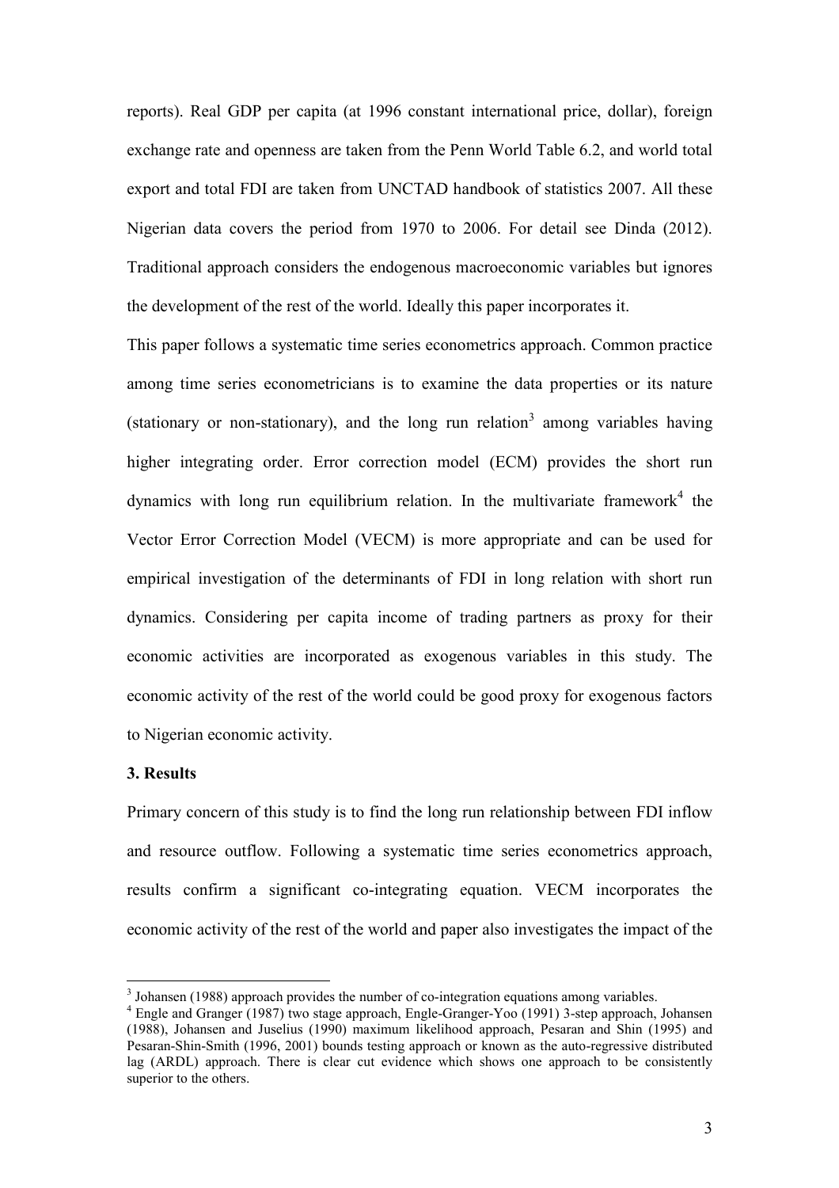reports). Real GDP per capita (at 1996 constant international price, dollar), foreign exchange rate and openness are taken from the Penn World Table 6.2, and world total export and total FDI are taken from UNCTAD handbook of statistics 2007. All these Nigerian data covers the period from 1970 to 2006. For detail see Dinda (2012). Traditional approach considers the endogenous macroeconomic variables but ignores the development of the rest of the world. Ideally this paper incorporates it.

This paper follows a systematic time series econometrics approach. Common practice among time series econometricians is to examine the data properties or its nature (stationary or non-stationary), and the long run relation[3] among variables having higher integrating order. Error correction model (ECM) provides the short run dynamics with long run equilibrium relation. In the multivariate framework[4] the Vector Error Correction Model (VECM) is more appropriate and can be used for empirical investigation of the determinants of FDI in long relation with short run dynamics. Considering per capita income of trading partners as proxy for their economic activities are incorporated as exogenous variables in this study. The economic activity of the rest of the world could be good proxy for exogenous factors to Nigerian economic activity.

### 3. Results

Primary concern of this study is to find the long run relationship between FDI inflow and resource outflow. Following a systematic time series econometrics approach, results confirm a significant co-integrating equation. VECM incorporates the economic activity of the rest of the world and paper also investigates the impact of the

---

[3] Johansen (1988) approach provides the number of co-integration equations among variables.

[4] Engle and Granger (1987) two stage approach, Engle-Granger-Yoo (1991) 3-step approach, Johansen (1988), Johansen and Juselius (1990) maximum likelihood approach, Pesaran and Shin (1995) and Pesaran-Shin-Smith (1996, 2001) bounds testing approach or known as the auto-regressive distributed lag (ARDL) approach. There is clear cut evidence which shows one approach to be consistently superior to the others.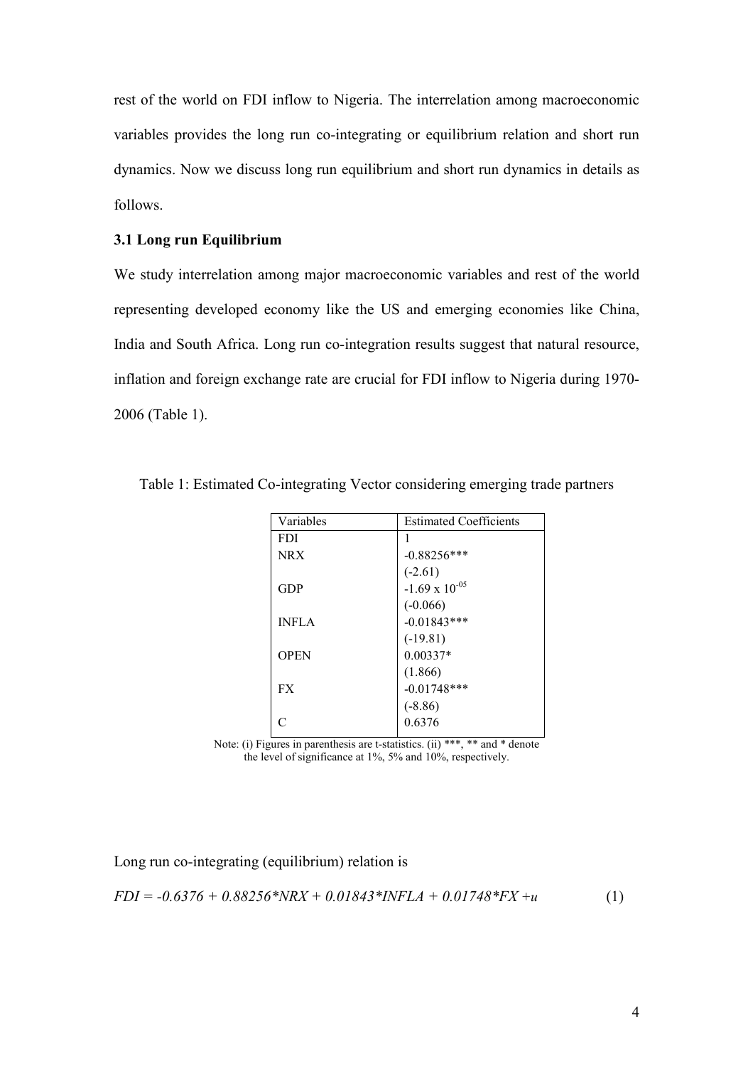rest of the world on FDI inflow to Nigeria. The interrelation among macroeconomic variables provides the long run co-integrating or equilibrium relation and short run dynamics. Now we discuss long run equilibrium and short run dynamics in details as follows.

### 3.1 Long run Equilibrium

We study interrelation among major macroeconomic variables and rest of the world representing developed economy like the US and emerging economies like China, India and South Africa. Long run co-integration results suggest that natural resource, inflation and foreign exchange rate are crucial for FDI inflow to Nigeria during 1970-2006 (Table 1).

Table 1: Estimated Co-integrating Vector considering emerging trade partners

| Variables | Estimated Coefficients |
|---|---|
| FDI | 1 |
| NRX | -0.88256*** |
| | (-2.61) |
| GDP | $-1.69 \times 10^{-05}$ |
| | (-0.066) |
| INFLA | -0.01843*** |
| | (-19.81) |
| OPEN | 0.00337* |
| | (1.866) |
| FX | -0.01748*** |
| | (-8.86) |
| C | 0.6376 |

Note: (i) Figures in parenthesis are t-statistics. (ii) ***, ** and * denote the level of significance at 1%, 5% and 10%, respectively.

Long run co-integrating (equilibrium) relation is

$$FDI = -0.6376 + 0.88256*NRX + 0.01843*INFLA + 0.01748*FX + u \qquad (1)$$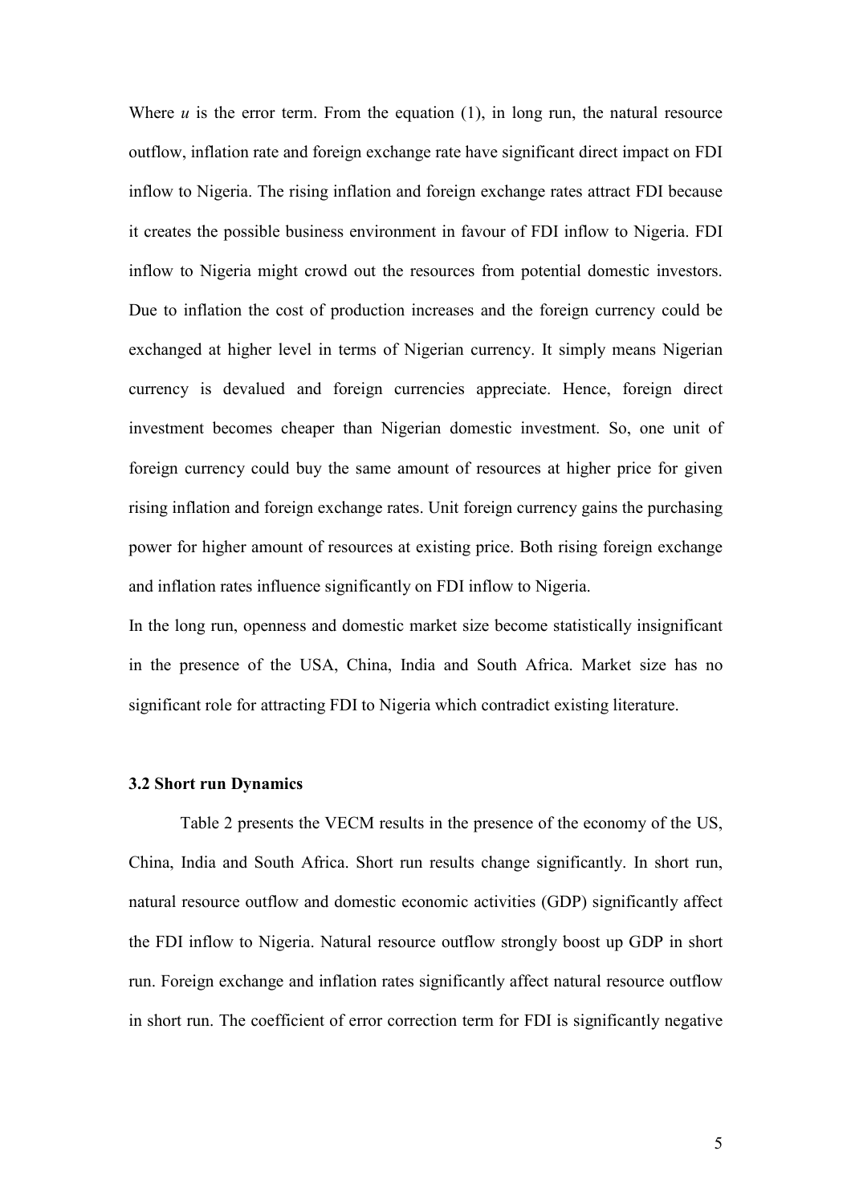Where $u$ is the error term. From the equation (1), in long run, the natural resource outflow, inflation rate and foreign exchange rate have significant direct impact on FDI inflow to Nigeria. The rising inflation and foreign exchange rates attract FDI because it creates the possible business environment in favour of FDI inflow to Nigeria. FDI inflow to Nigeria might crowd out the resources from potential domestic investors. Due to inflation the cost of production increases and the foreign currency could be exchanged at higher level in terms of Nigerian currency. It simply means Nigerian currency is devalued and foreign currencies appreciate. Hence, foreign direct investment becomes cheaper than Nigerian domestic investment. So, one unit of foreign currency could buy the same amount of resources at higher price for given rising inflation and foreign exchange rates. Unit foreign currency gains the purchasing power for higher amount of resources at existing price. Both rising foreign exchange and inflation rates influence significantly on FDI inflow to Nigeria.

In the long run, openness and domestic market size become statistically insignificant in the presence of the USA, China, India and South Africa. Market size has no significant role for attracting FDI to Nigeria which contradict existing literature.

### 3.2 Short run Dynamics

Table 2 presents the VECM results in the presence of the economy of the US, China, India and South Africa. Short run results change significantly. In short run, natural resource outflow and domestic economic activities (GDP) significantly affect the FDI inflow to Nigeria. Natural resource outflow strongly boost up GDP in short run. Foreign exchange and inflation rates significantly affect natural resource outflow in short run. The coefficient of error correction term for FDI is significantly negative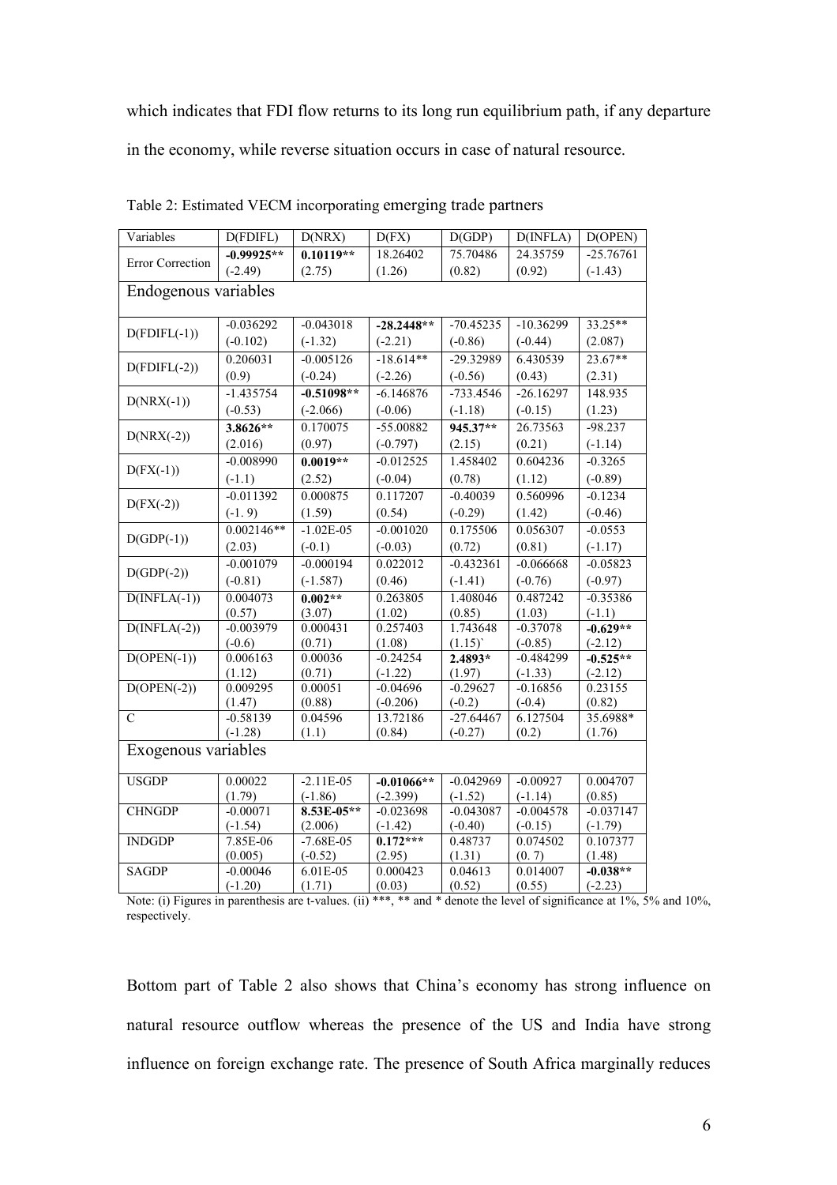which indicates that FDI flow returns to its long run equilibrium path, if any departure in the economy, while reverse situation occurs in case of natural resource.

Table 2: Estimated VECM incorporating emerging trade partners

| Variables | D(FDIFL) | D(NRX) | D(FX) | D(GDP) | D(INFLA) | D(OPEN) |
|---|---|---|---|---|---|---|
| Error Correction | **-0.99925**** (-2.49) | **0.10119**** (2.75) | 18.26402 (1.26) | 75.70486 (0.82) | 24.35759 (0.92) | -25.76761 (-1.43) |
| Endogenous variables | | | | | | |
| D(FDIFL(-1)) | -0.036292 (-0.102) | -0.043018 (-1.32) | **-28.2448**** (-2.21) | -70.45235 (-0.86) | -10.36299 (-0.44) | 33.25** (2.087) |
| D(FDIFL(-2)) | 0.206031 (0.9) | -0.005126 (-0.24) | -18.614** (-2.26) | -29.32989 (-0.56) | 6.430539 (0.43) | 23.67** (2.31) |
| D(NRX(-1)) | -1.435754 (-0.53) | **-0.51098**** (-2.066) | -6.146876 (-0.06) | -733.4546 (-1.18) | -26.16297 (-0.15) | 148.935 (1.23) |
| D(NRX(-2)) | **3.8626**** (2.016) | 0.170075 (0.97) | -55.00882 (-0.797) | **945.37**** (2.15) | 26.73563 (0.21) | -98.237 (-1.14) |
| D(FX(-1)) | -0.008990 (-1.1) | **0.0019**** (2.52) | -0.012525 (-0.04) | 1.458402 (0.78) | 0.604236 (1.12) | -0.3265 (-0.89) |
| D(FX(-2)) | -0.011392 (-1. 9) | 0.000875 (1.59) | 0.117207 (0.54) | -0.40039 (-0.29) | 0.560996 (1.42) | -0.1234 (-0.46) |
| D(GDP(-1)) | 0.002146** (2.03) | -1.02E-05 (-0.1) | -0.001020 (-0.03) | 0.175506 (0.72) | 0.056307 (0.81) | -0.0553 (-1.17) |
| D(GDP(-2)) | -0.001079 (-0.81) | -0.000194 (-1.587) | 0.022012 (0.46) | -0.432361 (-1.41) | -0.066668 (-0.76) | -0.05823 (-0.97) |
| D(INFLA(-1)) | 0.004073 (0.57) | **0.002**** (3.07) | 0.263805 (1.02) | 1.408046 (0.85) | 0.487242 (1.03) | -0.35386 (-1.1) |
| D(INFLA(-2)) | -0.003979 (-0.6) | 0.000431 (0.71) | 0.257403 (1.08) | 1.743648 (1.15)` | -0.37078 (-0.85) | **-0.629**** (-2.12) |
| D(OPEN(-1)) | 0.006163 (1.12) | 0.00036 (0.71) | -0.24254 (-1.22) | **2.4893*** (1.97) | -0.484299 (-1.33) | **-0.525**** (-2.12) |
| D(OPEN(-2)) | 0.009295 (1.47) | 0.00051 (0.88) | -0.04696 (-0.206) | -0.29627 (-0.2) | -0.16856 (-0.4) | 0.23155 (0.82) |
| C | -0.58139 (-1.28) | 0.04596 (1.1) | 13.72186 (0.84) | -27.64467 (-0.27) | 6.127504 (0.2) | 35.6988* (1.76) |
| Exogenous variables | | | | | | |
| USGDP | 0.00022 (1.79) | -2.11E-05 (-1.86) | **-0.01066**** (-2.399) | -0.042969 (-1.52) | -0.00927 (-1.14) | 0.004707 (0.85) |
| CHNGDP | -0.00071 (-1.54) | **8.53E-05**** (2.006) | -0.023698 (-1.42) | -0.043087 (-0.40) | -0.004578 (-0.15) | -0.037147 (-1.79) |
| INDGDP | 7.85E-06 (0.005) | -7.68E-05 (-0.52) | **0.172***** (2.95) | 0.48737 (1.31) | 0.074502 (0. 7) | 0.107377 (1.48) |
| SAGDP | -0.00046 (-1.20) | 6.01E-05 (1.71) | 0.000423 (0.03) | 0.04613 (0.52) | 0.014007 (0.55) | **-0.038**** (-2.23) |

Note: (i) Figures in parenthesis are t-values. (ii) ***, ** and * denote the level of significance at 1%, 5% and 10%, respectively.

Bottom part of Table 2 also shows that China's economy has strong influence on natural resource outflow whereas the presence of the US and India have strong influence on foreign exchange rate. The presence of South Africa marginally reduces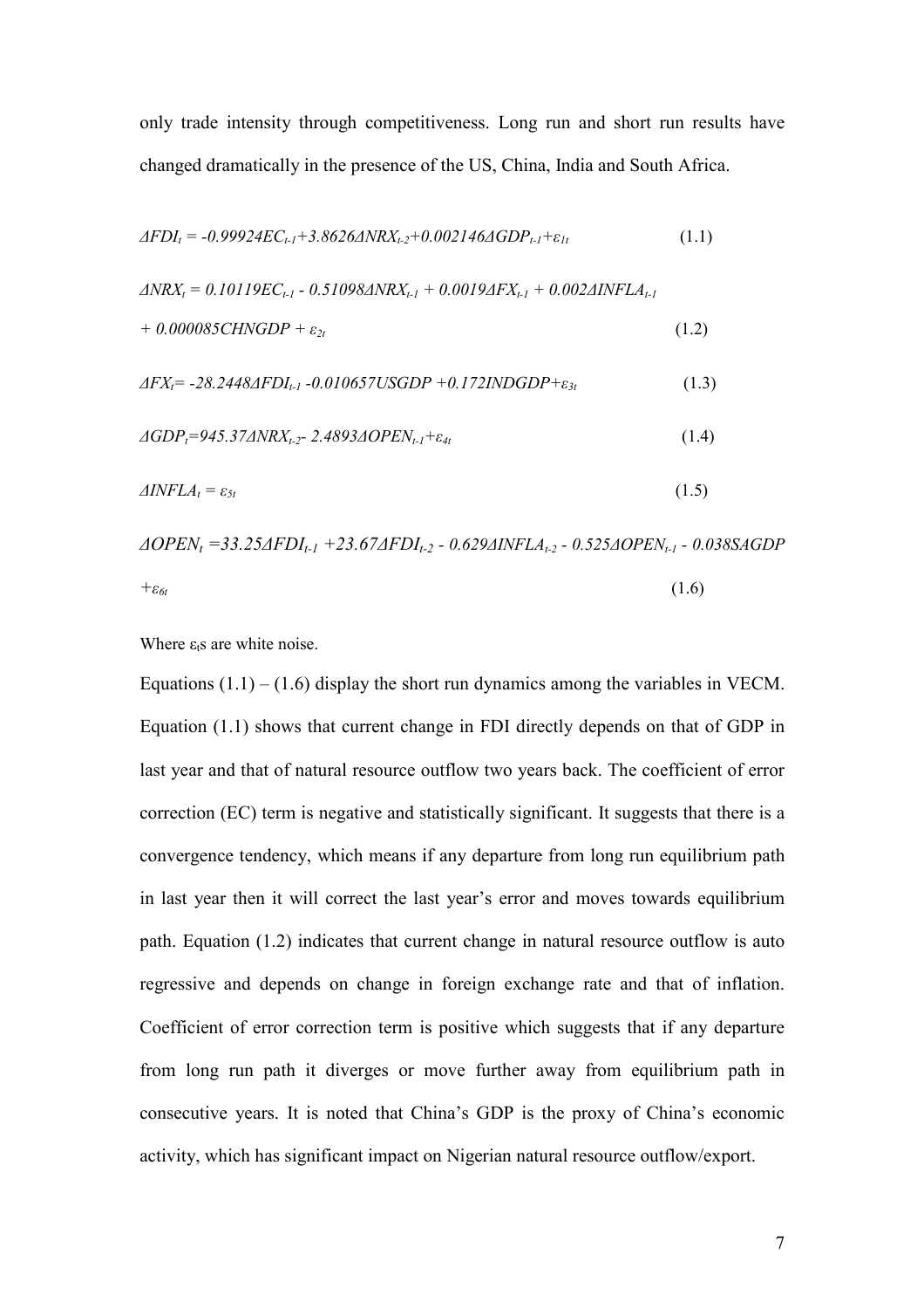only trade intensity through competitiveness. Long run and short run results have changed dramatically in the presence of the US, China, India and South Africa.

$$\Delta FDI_t = -0.99924EC_{t-1}+3.8626\Delta NRX_{t-2}+0.002146\Delta GDP_{t-1}+\varepsilon_{1t} \tag{1.1}$$

$$\Delta NRX_t = 0.10119EC_{t-1} - 0.51098\Delta NRX_{t-1} + 0.0019\Delta FX_{t-1} + 0.002\Delta INFLA_{t-1} + 0.000085CHNGDP + \varepsilon_{2t} \tag{1.2}$$

$$\Delta FX_t = -28.2448\Delta FDI_{t-1} - 0.010657USGDP + 0.172INDGDP+\varepsilon_{3t} \tag{1.3}$$

$$\Delta GDP_t = 945.37\Delta NRX_{t-2} - 2.4893\Delta OPEN_{t-1}+\varepsilon_{4t} \tag{1.4}$$

$$\Delta INFLA_t = \varepsilon_{5t} \tag{1.5}$$

$$\Delta OPEN_t = 33.25\Delta FDI_{t-1} + 23.67\Delta FDI_{t-2} - 0.629\Delta INFLA_{t-2} - 0.525\Delta OPEN_{t-1} - 0.038SAGDP + \varepsilon_{6t} \tag{1.6}$$

Where $\varepsilon_t$s are white noise.

Equations (1.1) – (1.6) display the short run dynamics among the variables in VECM. Equation (1.1) shows that current change in FDI directly depends on that of GDP in last year and that of natural resource outflow two years back. The coefficient of error correction (EC) term is negative and statistically significant. It suggests that there is a convergence tendency, which means if any departure from long run equilibrium path in last year then it will correct the last year's error and moves towards equilibrium path. Equation (1.2) indicates that current change in natural resource outflow is auto regressive and depends on change in foreign exchange rate and that of inflation. Coefficient of error correction term is positive which suggests that if any departure from long run path it diverges or move further away from equilibrium path in consecutive years. It is noted that China's GDP is the proxy of China's economic activity, which has significant impact on Nigerian natural resource outflow/export.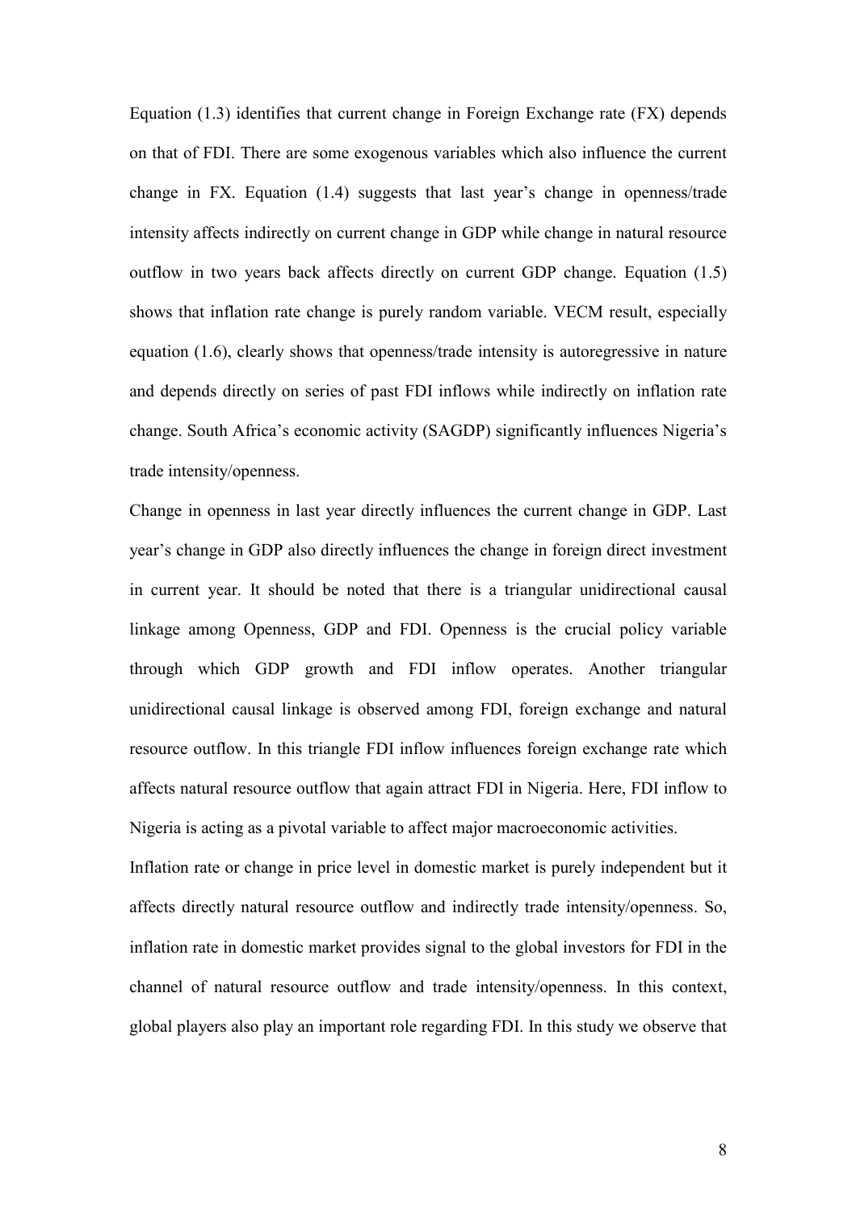Equation (1.3) identifies that current change in Foreign Exchange rate (FX) depends on that of FDI. There are some exogenous variables which also influence the current change in FX. Equation (1.4) suggests that last year's change in openness/trade intensity affects indirectly on current change in GDP while change in natural resource outflow in two years back affects directly on current GDP change. Equation (1.5) shows that inflation rate change is purely random variable. VECM result, especially equation (1.6), clearly shows that openness/trade intensity is autoregressive in nature and depends directly on series of past FDI inflows while indirectly on inflation rate change. South Africa's economic activity (SAGDP) significantly influences Nigeria's trade intensity/openness.

Change in openness in last year directly influences the current change in GDP. Last year's change in GDP also directly influences the change in foreign direct investment in current year. It should be noted that there is a triangular unidirectional causal linkage among Openness, GDP and FDI. Openness is the crucial policy variable through which GDP growth and FDI inflow operates. Another triangular unidirectional causal linkage is observed among FDI, foreign exchange and natural resource outflow. In this triangle FDI inflow influences foreign exchange rate which affects natural resource outflow that again attract FDI in Nigeria. Here, FDI inflow to Nigeria is acting as a pivotal variable to affect major macroeconomic activities.

Inflation rate or change in price level in domestic market is purely independent but it affects directly natural resource outflow and indirectly trade intensity/openness. So, inflation rate in domestic market provides signal to the global investors for FDI in the channel of natural resource outflow and trade intensity/openness. In this context, global players also play an important role regarding FDI. In this study we observe that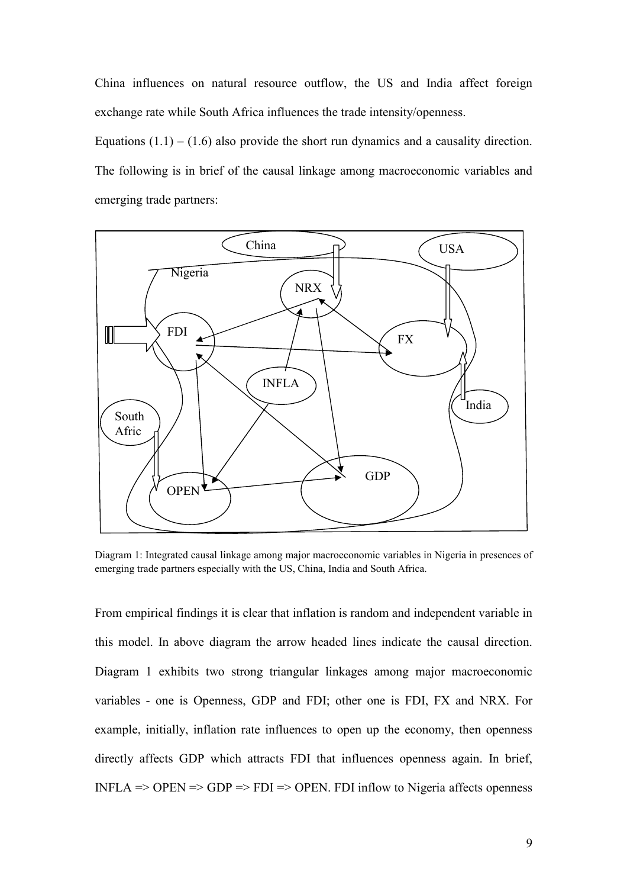China influences on natural resource outflow, the US and India affect foreign exchange rate while South Africa influences the trade intensity/openness.

Equations (1.1) – (1.6) also provide the short run dynamics and a causality direction. The following is in brief of the causal linkage among macroeconomic variables and emerging trade partners:

China

USA

Nigeria

NRX

FDI

FX

INFLA

India

South Afric

GDP

OPEN

Diagram 1: Integrated causal linkage among major macroeconomic variables in Nigeria in presences of emerging trade partners especially with the US, China, India and South Africa.

From empirical findings it is clear that inflation is random and independent variable in this model. In above diagram the arrow headed lines indicate the causal direction. Diagram 1 exhibits two strong triangular linkages among major macroeconomic variables - one is Openness, GDP and FDI; other one is FDI, FX and NRX. For example, initially, inflation rate influences to open up the economy, then openness directly affects GDP which attracts FDI that influences openness again. In brief, INFLA => OPEN => GDP => FDI => OPEN. FDI inflow to Nigeria affects openness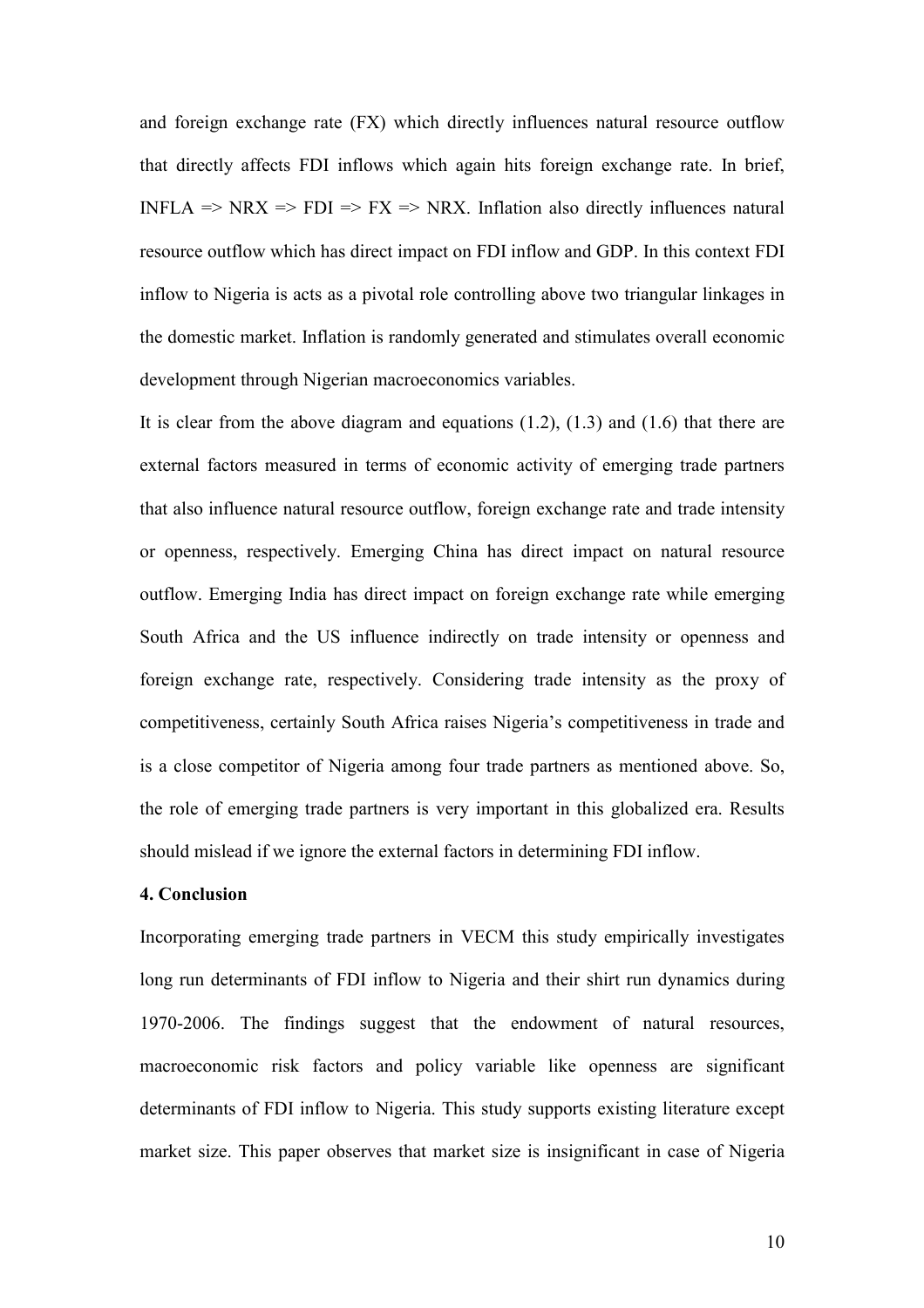and foreign exchange rate (FX) which directly influences natural resource outflow that directly affects FDI inflows which again hits foreign exchange rate. In brief, INFLA => NRX => FDI => FX => NRX. Inflation also directly influences natural resource outflow which has direct impact on FDI inflow and GDP. In this context FDI inflow to Nigeria is acts as a pivotal role controlling above two triangular linkages in the domestic market. Inflation is randomly generated and stimulates overall economic development through Nigerian macroeconomics variables.

It is clear from the above diagram and equations (1.2), (1.3) and (1.6) that there are external factors measured in terms of economic activity of emerging trade partners that also influence natural resource outflow, foreign exchange rate and trade intensity or openness, respectively. Emerging China has direct impact on natural resource outflow. Emerging India has direct impact on foreign exchange rate while emerging South Africa and the US influence indirectly on trade intensity or openness and foreign exchange rate, respectively. Considering trade intensity as the proxy of competitiveness, certainly South Africa raises Nigeria's competitiveness in trade and is a close competitor of Nigeria among four trade partners as mentioned above. So, the role of emerging trade partners is very important in this globalized era. Results should mislead if we ignore the external factors in determining FDI inflow.

**4. Conclusion**

Incorporating emerging trade partners in VECM this study empirically investigates long run determinants of FDI inflow to Nigeria and their shirt run dynamics during 1970-2006. The findings suggest that the endowment of natural resources, macroeconomic risk factors and policy variable like openness are significant determinants of FDI inflow to Nigeria. This study supports existing literature except market size. This paper observes that market size is insignificant in case of Nigeria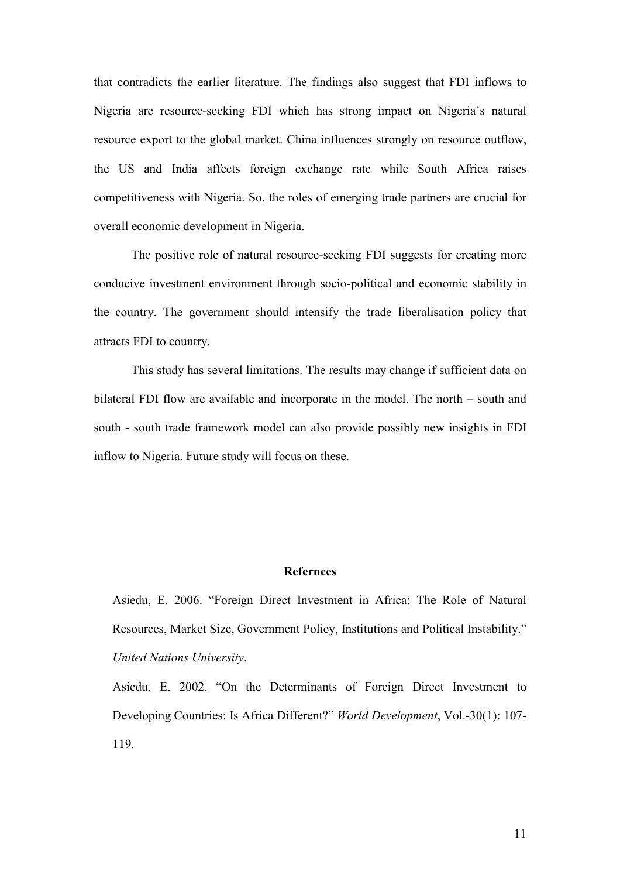that contradicts the earlier literature. The findings also suggest that FDI inflows to Nigeria are resource-seeking FDI which has strong impact on Nigeria's natural resource export to the global market. China influences strongly on resource outflow, the US and India affects foreign exchange rate while South Africa raises competitiveness with Nigeria. So, the roles of emerging trade partners are crucial for overall economic development in Nigeria.

The positive role of natural resource-seeking FDI suggests for creating more conducive investment environment through socio-political and economic stability in the country. The government should intensify the trade liberalisation policy that attracts FDI to country.

This study has several limitations. The results may change if sufficient data on bilateral FDI flow are available and incorporate in the model. The north – south and south - south trade framework model can also provide possibly new insights in FDI inflow to Nigeria. Future study will focus on these.

## Refernces

Asiedu, E. 2006. "Foreign Direct Investment in Africa: The Role of Natural Resources, Market Size, Government Policy, Institutions and Political Instability." *United Nations University*.

Asiedu, E. 2002. "On the Determinants of Foreign Direct Investment to Developing Countries: Is Africa Different?" *World Development*, Vol.-30(1): 107-119.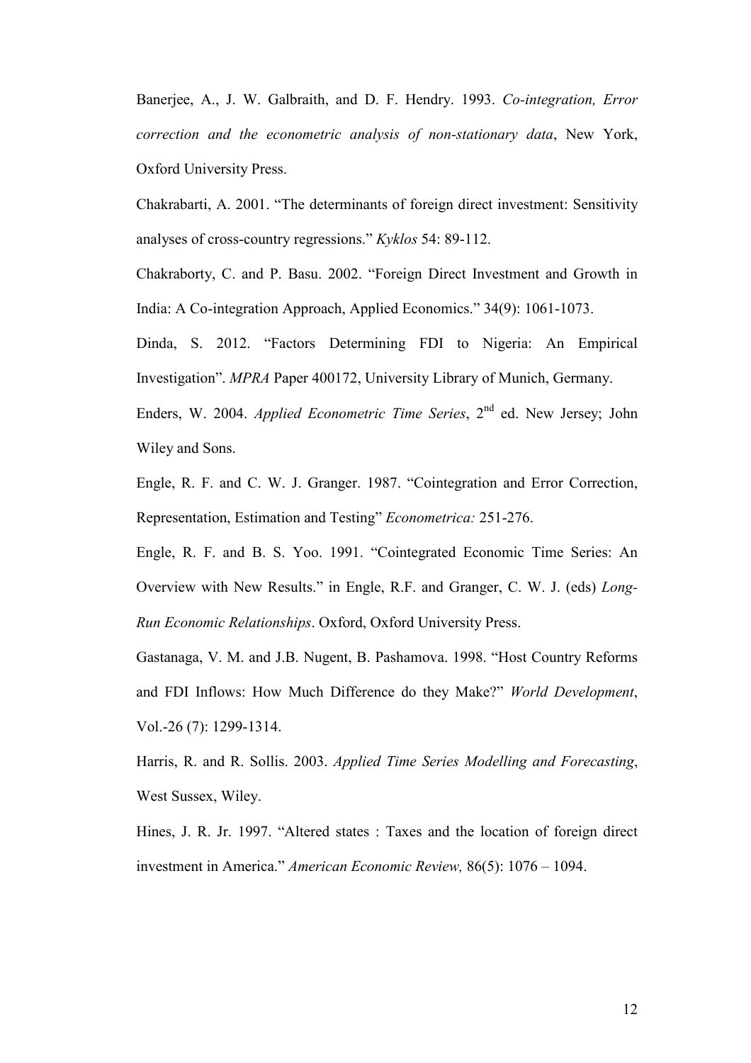Banerjee, A., J. W. Galbraith, and D. F. Hendry. 1993. *Co-integration, Error correction and the econometric analysis of non-stationary data*, New York, Oxford University Press.

Chakrabarti, A. 2001. "The determinants of foreign direct investment: Sensitivity analyses of cross-country regressions." *Kyklos* 54: 89-112.

Chakraborty, C. and P. Basu. 2002. "Foreign Direct Investment and Growth in India: A Co-integration Approach, Applied Economics." 34(9): 1061-1073.

Dinda, S. 2012. "Factors Determining FDI to Nigeria: An Empirical Investigation". *MPRA* Paper 400172, University Library of Munich, Germany.

Enders, W. 2004. *Applied Econometric Time Series*, 2nd ed. New Jersey; John Wiley and Sons.

Engle, R. F. and C. W. J. Granger. 1987. "Cointegration and Error Correction, Representation, Estimation and Testing" *Econometrica:* 251-276.

Engle, R. F. and B. S. Yoo. 1991. "Cointegrated Economic Time Series: An Overview with New Results." in Engle, R.F. and Granger, C. W. J. (eds) *Long-Run Economic Relationships*. Oxford, Oxford University Press.

Gastanaga, V. M. and J.B. Nugent, B. Pashamova. 1998. "Host Country Reforms and FDI Inflows: How Much Difference do they Make?" *World Development*, Vol.-26 (7): 1299-1314.

Harris, R. and R. Sollis. 2003. *Applied Time Series Modelling and Forecasting*, West Sussex, Wiley.

Hines, J. R. Jr. 1997. "Altered states : Taxes and the location of foreign direct investment in America." *American Economic Review,* 86(5): 1076 – 1094.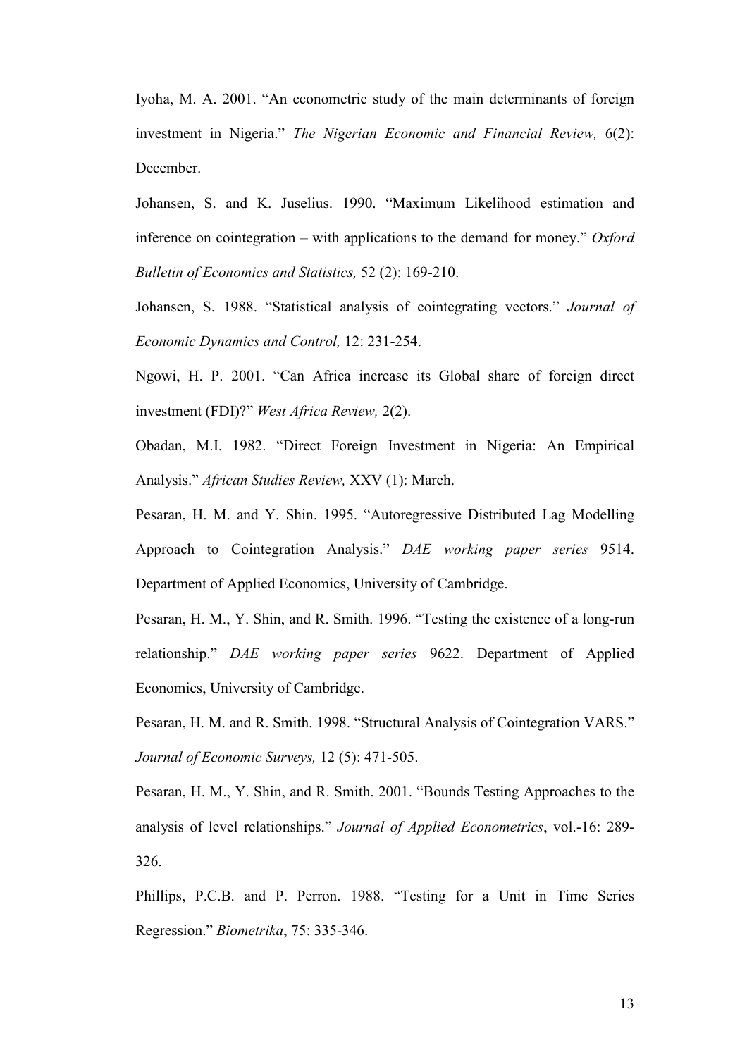Iyoha, M. A. 2001. "An econometric study of the main determinants of foreign investment in Nigeria." *The Nigerian Economic and Financial Review,* 6(2): December.

Johansen, S. and K. Juselius. 1990. "Maximum Likelihood estimation and inference on cointegration – with applications to the demand for money." *Oxford Bulletin of Economics and Statistics,* 52 (2): 169-210.

Johansen, S. 1988. "Statistical analysis of cointegrating vectors." *Journal of Economic Dynamics and Control,* 12: 231-254.

Ngowi, H. P. 2001. "Can Africa increase its Global share of foreign direct investment (FDI)?" *West Africa Review,* 2(2).

Obadan, M.I. 1982. "Direct Foreign Investment in Nigeria: An Empirical Analysis." *African Studies Review,* XXV (1): March.

Pesaran, H. M. and Y. Shin. 1995. "Autoregressive Distributed Lag Modelling Approach to Cointegration Analysis." *DAE working paper series* 9514. Department of Applied Economics, University of Cambridge.

Pesaran, H. M., Y. Shin, and R. Smith. 1996. "Testing the existence of a long-run relationship." *DAE working paper series* 9622. Department of Applied Economics, University of Cambridge.

Pesaran, H. M. and R. Smith. 1998. "Structural Analysis of Cointegration VARS." *Journal of Economic Surveys,* 12 (5): 471-505.

Pesaran, H. M., Y. Shin, and R. Smith. 2001. "Bounds Testing Approaches to the analysis of level relationships." *Journal of Applied Econometrics*, vol.-16: 289-326.

Phillips, P.C.B. and P. Perron. 1988. "Testing for a Unit in Time Series Regression." *Biometrika*, 75: 335-346.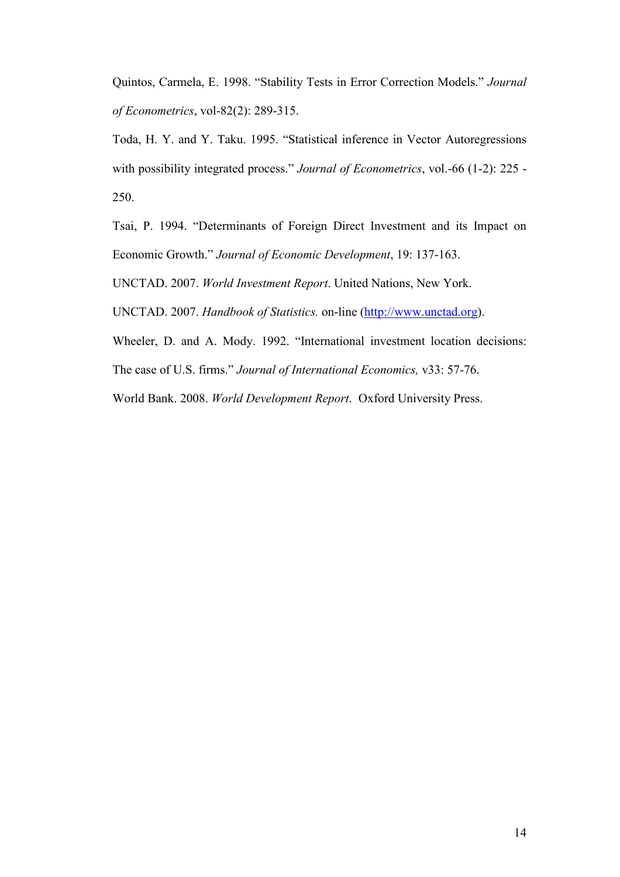Quintos, Carmela, E. 1998. “Stability Tests in Error Correction Models.” *Journal of Econometrics*, vol-82(2): 289-315.

Toda, H. Y. and Y. Taku. 1995. “Statistical inference in Vector Autoregressions with possibility integrated process.” *Journal of Econometrics*, vol.-66 (1-2): 225 - 250.

Tsai, P. 1994. “Determinants of Foreign Direct Investment and its Impact on Economic Growth.” *Journal of Economic Development*, 19: 137-163.

UNCTAD. 2007. *World Investment Report*. United Nations, New York.

UNCTAD. 2007. *Handbook of Statistics.* on-line (http://www.unctad.org).

Wheeler, D. and A. Mody. 1992. “International investment location decisions: The case of U.S. firms.” *Journal of International Economics,* v33: 57-76.

World Bank. 2008. *World Development Report*. Oxford University Press.